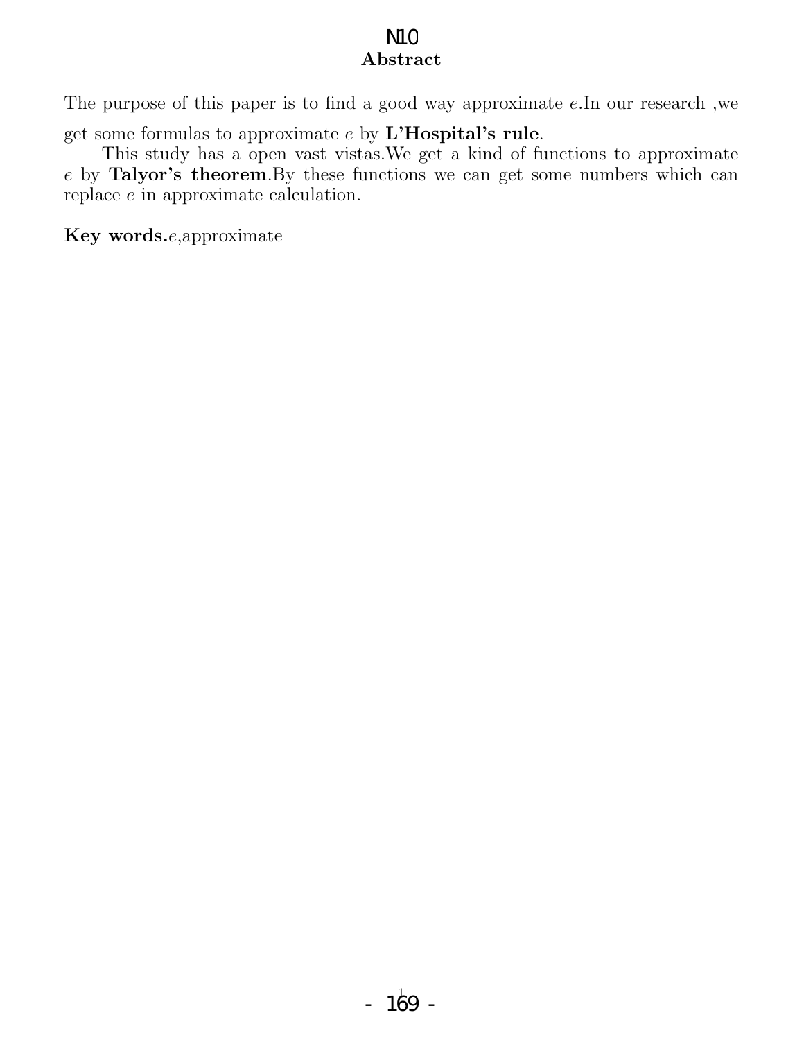N10

## Abstract

The purpose of this paper is to find a good way approximate $e$.In our research ,we get some formulas to approximate $e$ by **L'Hospital's rule**.

This study has a open vast vistas.We get a kind of functions to approximate $e$ by **Talyor's theorem**.By these functions we can get some numbers which can replace $e$ in approximate calculation.

**Key words.**$e$,approximate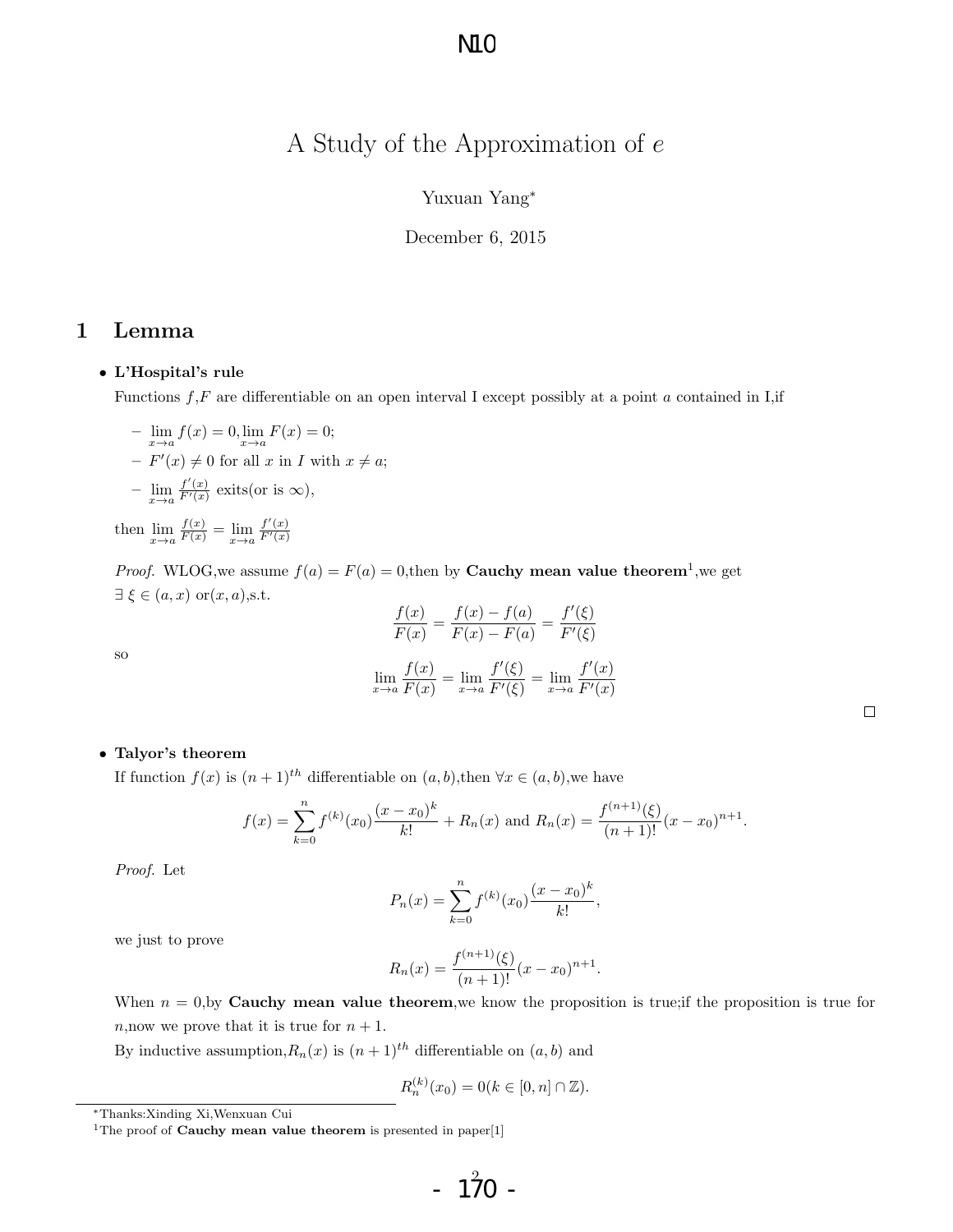# A Study of the Approximation of $e$

Yuxuan Yang*

December 6, 2015

## 1 Lemma

- **L'Hospital's rule**

  Functions $f$,$F$ are differentiable on an open interval I except possibly at a point $a$ contained in I,if

  - $\lim_{x \to a} f(x) = 0, \lim_{x \to a} F(x) = 0;$
  - $F'(x) \neq 0$ for all $x$ in $I$ with $x \neq a$;
  - $\lim_{x \to a} \frac{f'(x)}{F'(x)}$ exits(or is $\infty$),

  then $\lim_{x \to a} \frac{f(x)}{F(x)} = \lim_{x \to a} \frac{f'(x)}{F'(x)}$

  *Proof.* WLOG,we assume $f(a) = F(a) = 0$,then by **Cauchy mean value theorem**[1],we get $\exists\ \xi \in (a, x)$ or$(x, a)$,s.t.

  $$\frac{f(x)}{F(x)} = \frac{f(x) - f(a)}{F(x) - F(a)} = \frac{f'(\xi)}{F'(\xi)}$$

  so

  $$\lim_{x \to a} \frac{f(x)}{F(x)} = \lim_{x \to a} \frac{f'(\xi)}{F'(\xi)} = \lim_{x \to a} \frac{f'(x)}{F'(x)}$$

  □

- **Talyor's theorem**

  If function $f(x)$ is $(n+1)^{th}$ differentiable on $(a, b)$,then $\forall x \in (a, b)$,we have

  $$f(x) = \sum_{k=0}^{n} f^{(k)}(x_0)\frac{(x - x_0)^k}{k!} + R_n(x) \text{ and } R_n(x) = \frac{f^{(n+1)}(\xi)}{(n+1)!}(x - x_0)^{n+1}.$$

  *Proof.* Let

  $$P_n(x) = \sum_{k=0}^{n} f^{(k)}(x_0)\frac{(x - x_0)^k}{k!},$$

  we just to prove

  $$R_n(x) = \frac{f^{(n+1)}(\xi)}{(n+1)!}(x - x_0)^{n+1}.$$

  When $n = 0$,by **Cauchy mean value theorem**,we know the proposition is true;if the proposition is true for $n$,now we prove that it is true for $n + 1$.

  By inductive assumption,$R_n(x)$ is $(n+1)^{th}$ differentiable on $(a, b)$ and

  $$R_n^{(k)}(x_0) = 0(k \in [0, n] \cap \mathbb{Z}).$$

---

*Thanks:Xinding Xi,Wenxuan Cui

[1]The proof of **Cauchy mean value theorem** is presented in paper[1]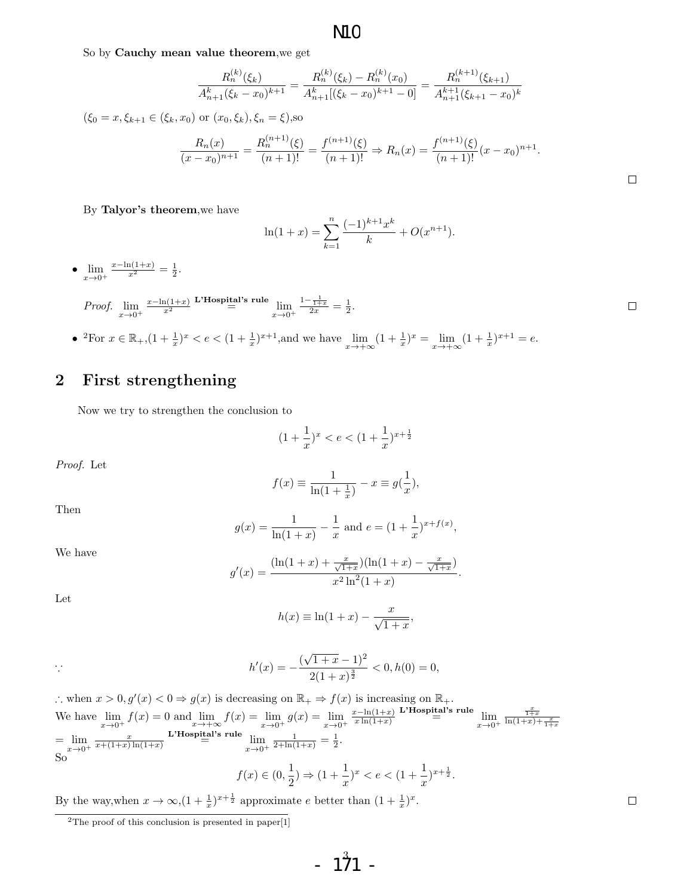So by **Cauchy mean value theorem**,we get

$$\frac{R_n^{(k)}(\xi_k)}{A_{n+1}^k(\xi_k - x_0)^{k+1}} = \frac{R_n^{(k)}(\xi_k) - R_n^{(k)}(x_0)}{A_{n+1}^k[(\xi_k - x_0)^{k+1} - 0]} = \frac{R_n^{(k+1)}(\xi_{k+1})}{A_{n+1}^{k+1}(\xi_{k+1} - x_0)^k}$$

($\xi_0 = x, \xi_{k+1} \in (\xi_k, x_0)$ or $(x_0, \xi_k), \xi_n = \xi$),so

$$\frac{R_n(x)}{(x-x_0)^{n+1}} = \frac{R_n^{(n+1)}(\xi)}{(n+1)!} = \frac{f^{(n+1)}(\xi)}{(n+1)!} \Rightarrow R_n(x) = \frac{f^{(n+1)}(\xi)}{(n+1)!}(x-x_0)^{n+1}.$$

□

By **Talyor's theorem**,we have

$$\ln(1+x) = \sum_{k=1}^{n} \frac{(-1)^{k+1}x^k}{k} + O(x^{n+1}).$$

- $\lim_{x \to 0^+} \frac{x - \ln(1+x)}{x^2} = \frac{1}{2}$.

  *Proof.* $\lim_{x \to 0^+} \frac{x - \ln(1+x)}{x^2} \overset{\textbf{L'Hospital's rule}}{=} \lim_{x \to 0^+} \frac{1 - \frac{1}{1+x}}{2x} = \frac{1}{2}$. □

- [2]For $x \in \mathbb{R}_+$,$(1+\frac{1}{x})^x < e < (1+\frac{1}{x})^{x+1}$,and we have $\lim_{x \to +\infty}(1+\frac{1}{x})^x = \lim_{x \to +\infty}(1+\frac{1}{x})^{x+1} = e$.

## 2 First strengthening

Now we try to strengthen the conclusion to

$$(1+\frac{1}{x})^x < e < (1+\frac{1}{x})^{x+\frac{1}{2}}$$

*Proof.* Let

$$f(x) \equiv \frac{1}{\ln(1+\frac{1}{x})} - x \equiv g(\frac{1}{x}),$$

Then

$$g(x) = \frac{1}{\ln(1+x)} - \frac{1}{x} \text{ and } e = (1+\frac{1}{x})^{x+f(x)},$$

We have

$$g'(x) = \frac{(\ln(1+x) + \frac{x}{\sqrt{1+x}})(\ln(1+x) - \frac{x}{\sqrt{1+x}})}{x^2 \ln^2(1+x)}.$$

Let

$$h(x) \equiv \ln(1+x) - \frac{x}{\sqrt{1+x}},$$

$$\because \qquad h'(x) = -\frac{(\sqrt{1+x}-1)^2}{2(1+x)^{\frac{3}{2}}} < 0, h(0) = 0,$$

$\therefore$ when $x > 0, g'(x) < 0 \Rightarrow g(x)$ is decreasing on $\mathbb{R}_+ \Rightarrow f(x)$ is increasing on $\mathbb{R}_+$.
We have $\lim_{x \to 0^+} f(x) = 0$ and $\lim_{x \to +\infty} f(x) = \lim_{x \to 0^+} g(x) = \lim_{x \to 0^+} \frac{x - \ln(1+x)}{x \ln(1+x)} \overset{\textbf{L'Hospital's rule}}{=} \lim_{x \to 0^+} \frac{\frac{x}{1+x}}{\ln(1+x) + \frac{x}{1+x}}$
$= \lim_{x \to 0^+} \frac{x}{x + (1+x)\ln(1+x)} \overset{\textbf{L'Hospital's rule}}{=} \lim_{x \to 0^+} \frac{1}{2 + \ln(1+x)} = \frac{1}{2}$.
So

$$f(x) \in (0, \frac{1}{2}) \Rightarrow (1+\frac{1}{x})^x < e < (1+\frac{1}{x})^{x+\frac{1}{2}}.$$

By the way,when $x \to \infty$,$(1+\frac{1}{x})^{x+\frac{1}{2}}$ approximate $e$ better than $(1+\frac{1}{x})^x$. □

[2]The proof of this conclusion is presented in paper[1]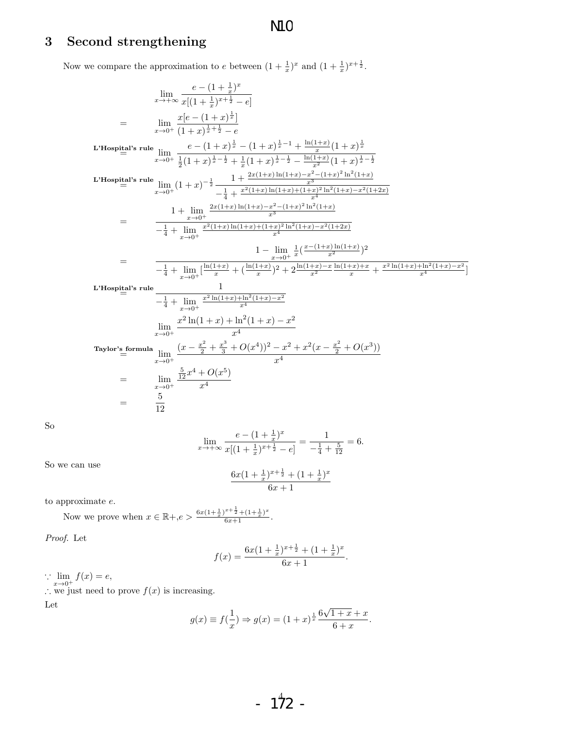## 3 Second strengthening

Now we compare the approximation to $e$ between $(1+\frac{1}{x})^x$ and $(1+\frac{1}{x})^{x+\frac{1}{2}}$.

$$
\begin{aligned}
& \lim_{x\to+\infty} \frac{e-(1+\frac{1}{x})^x}{x[(1+\frac{1}{x})^{x+\frac{1}{2}}-e]} \\
= & \lim_{x\to 0^+} \frac{x[e-(1+x)^{\frac{1}{x}}]}{(1+x)^{\frac{1}{x}+\frac{1}{2}}-e} \\
\overset{\text{L'Hospital's rule}}{=} & \lim_{x\to 0^+} \frac{e-(1+x)^{\frac{1}{x}}-(1+x)^{\frac{1}{x}-1}+\frac{\ln(1+x)}{x}(1+x)^{\frac{1}{x}}}{\frac{1}{2}(1+x)^{\frac{1}{x}-\frac{1}{2}}+\frac{1}{x}(1+x)^{\frac{1}{x}-\frac{1}{2}}-\frac{\ln(1+x)}{x^2}(1+x)^{\frac{1}{x}-\frac{1}{2}}} \\
\overset{\text{L'Hospital's rule}}{=} & \lim_{x\to 0^+} (1+x)^{-\frac{1}{2}} \frac{1+\frac{2x(1+x)\ln(1+x)-x^2-(1+x)^2\ln^2(1+x)}{x^3}}{-\frac{1}{4}+\frac{x^2(1+x)\ln(1+x)+(1+x)^2\ln^2(1+x)-x^2(1+2x)}{x^4}} \\
= & \frac{1+\lim\limits_{x\to 0^+}\frac{2x(1+x)\ln(1+x)-x^2-(1+x)^2\ln^2(1+x)}{x^3}}{-\frac{1}{4}+\lim\limits_{x\to 0^+}\frac{x^2(1+x)\ln(1+x)+(1+x)^2\ln^2(1+x)-x^2(1+2x)}{x^4}} \\
= & \frac{1-\lim\limits_{x\to 0^+}\frac{1}{x}(\frac{x-(1+x)\ln(1+x)}{x^2})^2}{-\frac{1}{4}+\lim\limits_{x\to 0^+}[\frac{\ln(1+x)}{x}+(\frac{\ln(1+x)}{x})^2+2\frac{\ln(1+x)-x}{x^2}\frac{\ln(1+x)+x}{x}+\frac{x^2\ln(1+x)+\ln^2(1+x)-x^2}{x^4}]} \\
\overset{\text{L'Hospital's rule}}{=} & \frac{1}{-\frac{1}{4}+\lim\limits_{x\to 0^+}\frac{x^2\ln(1+x)+\ln^2(1+x)-x^2}{x^4}}
\end{aligned}
$$

$$
\begin{aligned}
& \lim_{x\to 0^+} \frac{x^2\ln(1+x)+\ln^2(1+x)-x^2}{x^4} \\
\overset{\text{Taylor's formula}}{=} & \lim_{x\to 0^+} \frac{(x-\frac{x^2}{2}+\frac{x^3}{3}+O(x^4))^2-x^2+x^2(x-\frac{x^2}{2}+O(x^3))}{x^4} \\
= & \lim_{x\to 0^+} \frac{\frac{5}{12}x^4+O(x^5)}{x^4} \\
= & \frac{5}{12}
\end{aligned}
$$

So

$$
\lim_{x\to+\infty} \frac{e-(1+\frac{1}{x})^x}{x[(1+\frac{1}{x})^{x+\frac{1}{2}}-e]} = \frac{1}{-\frac{1}{4}+\frac{5}{12}} = 6.
$$

So we can use

$$
\frac{6x(1+\frac{1}{x})^{x+\frac{1}{2}}+(1+\frac{1}{x})^x}{6x+1}
$$

to approximate $e$.

Now we prove when $x \in \mathbb{R}+$, $e > \frac{6x(1+\frac{1}{x})^{x+\frac{1}{2}}+(1+\frac{1}{x})^x}{6x+1}$.

*Proof.* Let

$$
f(x) = \frac{6x(1+\frac{1}{x})^{x+\frac{1}{2}}+(1+\frac{1}{x})^x}{6x+1}.
$$

$\because \lim\limits_{x\to 0^+} f(x) = e$,
$\therefore$ we just need to prove $f(x)$ is increasing.
Let

$$
g(x) \equiv f(\frac{1}{x}) \Rightarrow g(x) = (1+x)^{\frac{1}{x}} \frac{6\sqrt{1+x}+x}{6+x}.
$$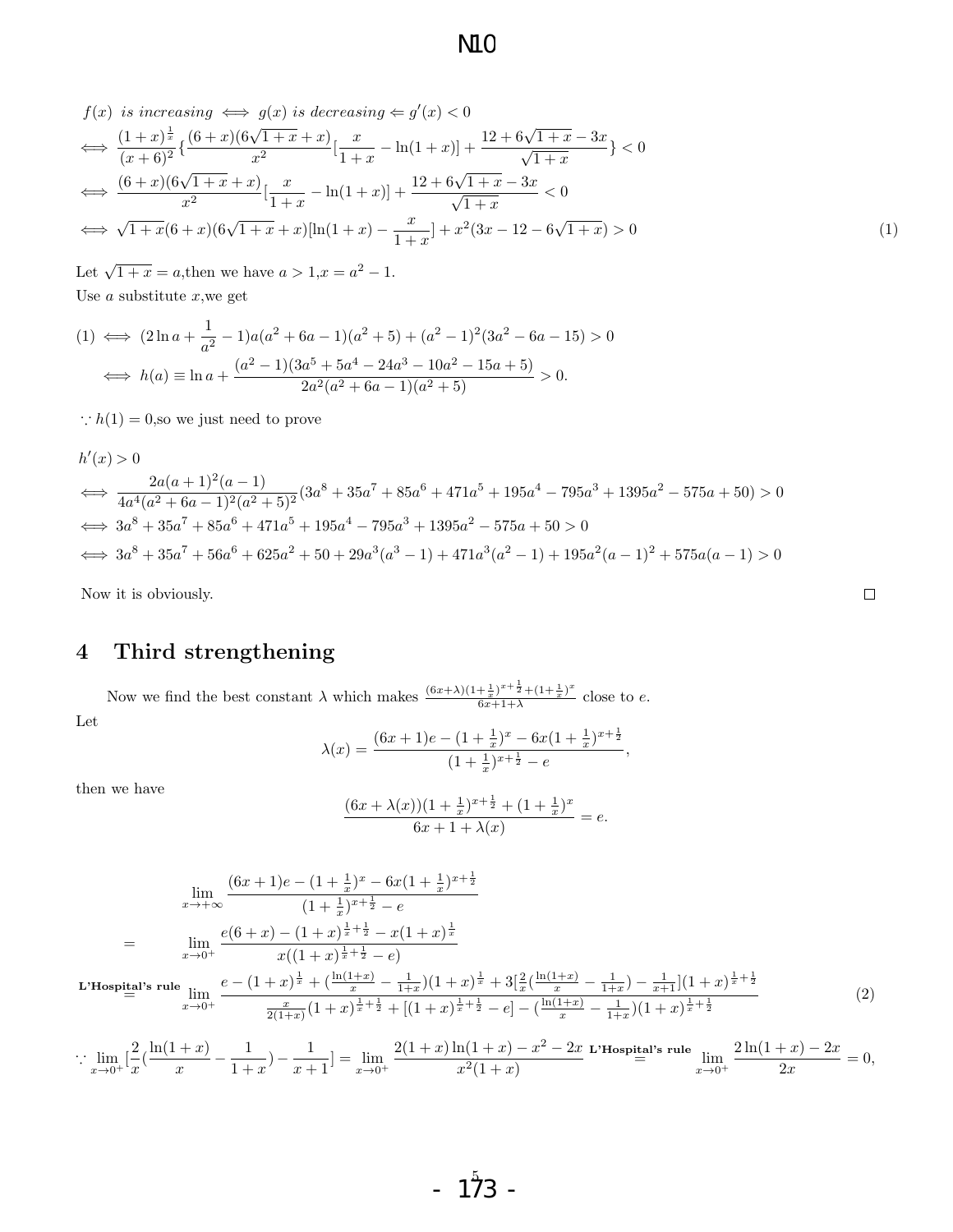$$f(x) \text{ is increasing } \iff g(x) \text{ is decreasing} \Leftarrow g'(x) < 0$$

$$\iff \frac{(1+x)^{\frac{1}{x}}}{(x+6)^2}\{\frac{(6+x)(6\sqrt{1+x}+x)}{x^2}[\frac{x}{1+x} - \ln(1+x)] + \frac{12+6\sqrt{1+x}-3x}{\sqrt{1+x}}\} < 0$$

$$\iff \frac{(6+x)(6\sqrt{1+x}+x)}{x^2}[\frac{x}{1+x} - \ln(1+x)] + \frac{12+6\sqrt{1+x}-3x}{\sqrt{1+x}} < 0$$

$$\iff \sqrt{1+x}(6+x)(6\sqrt{1+x}+x)[\ln(1+x) - \frac{x}{1+x}] + x^2(3x-12-6\sqrt{1+x}) > 0 \tag{1}$$

Let $\sqrt{1+x} = a$,then we have $a > 1$,$x = a^2 - 1$.
Use $a$ substitute $x$,we get

$$(1) \iff (2\ln a + \frac{1}{a^2} - 1)a(a^2+6a-1)(a^2+5) + (a^2-1)^2(3a^2-6a-15) > 0$$

$$\iff h(a) \equiv \ln a + \frac{(a^2-1)(3a^5+5a^4-24a^3-10a^2-15a+5)}{2a^2(a^2+6a-1)(a^2+5)} > 0.$$

$\because h(1) = 0$,so we just need to prove

$$h'(x) > 0$$

$$\iff \frac{2a(a+1)^2(a-1)}{4a^4(a^2+6a-1)^2(a^2+5)^2}(3a^8+35a^7+85a^6+471a^5+195a^4-795a^3+1395a^2-575a+50) > 0$$

$$\iff 3a^8+35a^7+85a^6+471a^5+195a^4-795a^3+1395a^2-575a+50 > 0$$

$$\iff 3a^8+35a^7+56a^6+625a^2+50+29a^3(a^3-1)+471a^3(a^2-1)+195a^2(a-1)^2+575a(a-1) > 0$$

Now it is obviously. □

## 4 Third strengthening

Now we find the best constant $\lambda$ which makes $\frac{(6x+\lambda)(1+\frac{1}{x})^{x+\frac{1}{2}}+(1+\frac{1}{x})^x}{6x+1+\lambda}$ close to $e$.
Let

$$\lambda(x) = \frac{(6x+1)e - (1+\frac{1}{x})^x - 6x(1+\frac{1}{x})^{x+\frac{1}{2}}}{(1+\frac{1}{x})^{x+\frac{1}{2}} - e},$$

then we have

$$\frac{(6x+\lambda(x))(1+\frac{1}{x})^{x+\frac{1}{2}} + (1+\frac{1}{x})^x}{6x+1+\lambda(x)} = e.$$

$$\lim_{x\to+\infty} \frac{(6x+1)e - (1+\frac{1}{x})^x - 6x(1+\frac{1}{x})^{x+\frac{1}{2}}}{(1+\frac{1}{x})^{x+\frac{1}{2}} - e}$$

$$= \lim_{x\to 0^+} \frac{e(6+x) - (1+x)^{\frac{1}{x}+\frac{1}{2}} - x(1+x)^{\frac{1}{x}}}{x((1+x)^{\frac{1}{x}+\frac{1}{2}} - e)}$$

$$\overset{\textbf{L'Hospital's rule}}{=} \lim_{x\to 0^+} \frac{e - (1+x)^{\frac{1}{x}} + (\frac{\ln(1+x)}{x} - \frac{1}{1+x})(1+x)^{\frac{1}{x}} + 3[\frac{2}{x}(\frac{\ln(1+x)}{x} - \frac{1}{1+x}) - \frac{1}{x+1}](1+x)^{\frac{1}{x}+\frac{1}{2}}}{\frac{x}{2(1+x)}(1+x)^{\frac{1}{x}+\frac{1}{2}} + [(1+x)^{\frac{1}{x}+\frac{1}{2}} - e] - (\frac{\ln(1+x)}{x} - \frac{1}{1+x})(1+x)^{\frac{1}{x}+\frac{1}{2}}} \tag{2}$$

$$\because \lim_{x\to 0^+}[\frac{2}{x}(\frac{\ln(1+x)}{x} - \frac{1}{1+x}) - \frac{1}{x+1}] = \lim_{x\to 0^+} \frac{2(1+x)\ln(1+x) - x^2 - 2x}{x^2(1+x)} \overset{\textbf{L'Hospital's rule}}{=} \lim_{x\to 0^+} \frac{2\ln(1+x) - 2x}{2x} = 0,$$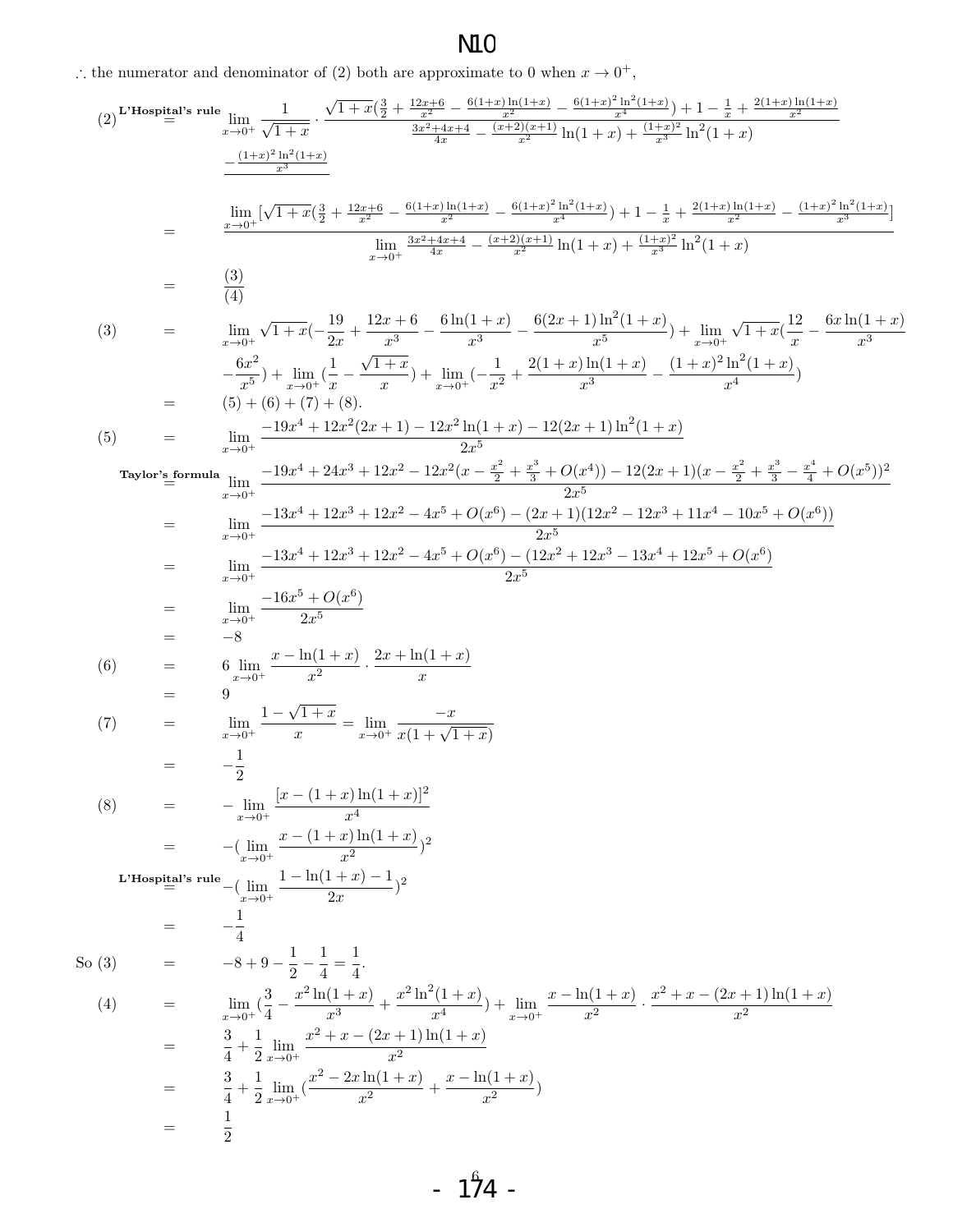$\therefore$ the numerator and denominator of (2) both are approximate to 0 when $x \to 0^+$,

$$(2) \overset{\text{L'Hospital's rule}}{=} \lim_{x\to 0^+} \frac{1}{\sqrt{1+x}} \cdot \frac{\sqrt{1+x}(\frac{3}{2} + \frac{12x+6}{x^2} - \frac{6(1+x)\ln(1+x)}{x^2} - \frac{6(1+x)^2\ln^2(1+x)}{x^4}) + 1 - \frac{1}{x} + \frac{2(1+x)\ln(1+x)}{x^2} - \frac{(1+x)^2\ln^2(1+x)}{x^3}}{\frac{3x^2+4x+4}{4x} - \frac{(x+2)(x+1)}{x^2}\ln(1+x) + \frac{(1+x)^2}{x^3}\ln^2(1+x)}$$

$$= \frac{\lim\limits_{x\to 0^+}[\sqrt{1+x}(\frac{3}{2} + \frac{12x+6}{x^2} - \frac{6(1+x)\ln(1+x)}{x^2} - \frac{6(1+x)^2\ln^2(1+x)}{x^4}) + 1 - \frac{1}{x} + \frac{2(1+x)\ln(1+x)}{x^2} - \frac{(1+x)^2\ln^2(1+x)}{x^3}]}{\lim\limits_{x\to 0^+} \frac{3x^2+4x+4}{4x} - \frac{(x+2)(x+1)}{x^2}\ln(1+x) + \frac{(1+x)^2}{x^3}\ln^2(1+x)}$$

$$= \frac{(3)}{(4)}$$

$$(3) = \lim_{x\to 0^+}\sqrt{1+x}(-\frac{19}{2x} + \frac{12x+6}{x^3} - \frac{6\ln(1+x)}{x^3} - \frac{6(2x+1)\ln^2(1+x)}{x^5}) + \lim_{x\to 0^+}\sqrt{1+x}(\frac{12}{x} - \frac{6x\ln(1+x)}{x^3} - \frac{6x^2}{x^5}) + \lim_{x\to 0^+}(\frac{1}{x} - \frac{\sqrt{1+x}}{x}) + \lim_{x\to 0^+}(-\frac{1}{x^2} + \frac{2(1+x)\ln(1+x)}{x^3} - \frac{(1+x)^2\ln^2(1+x)}{x^4})$$

$$= (5) + (6) + (7) + (8).$$

$$(5) = \lim_{x\to 0^+}\frac{-19x^4 + 12x^2(2x+1) - 12x^2\ln(1+x) - 12(2x+1)\ln^2(1+x)}{2x^5}$$

$$\overset{\text{Taylor's formula}}{=} \lim_{x\to 0^+}\frac{-19x^4 + 24x^3 + 12x^2 - 12x^2(x - \frac{x^2}{2} + \frac{x^3}{3} + O(x^4)) - 12(2x+1)(x - \frac{x^2}{2} + \frac{x^3}{3} - \frac{x^4}{4} + O(x^5))^2}{2x^5}$$

$$= \lim_{x\to 0^+}\frac{-13x^4 + 12x^3 + 12x^2 - 4x^5 + O(x^6) - (2x+1)(12x^2 - 12x^3 + 11x^4 - 10x^5 + O(x^6))}{2x^5}$$

$$= \lim_{x\to 0^+}\frac{-13x^4 + 12x^3 + 12x^2 - 4x^5 + O(x^6) - (12x^2 + 12x^3 - 13x^4 + 12x^5 + O(x^6))}{2x^5}$$

$$= \lim_{x\to 0^+}\frac{-16x^5 + O(x^6)}{2x^5}$$

$$= -8$$

$$(6) = 6\lim_{x\to 0^+}\frac{x - \ln(1+x)}{x^2}\cdot\frac{2x + \ln(1+x)}{x}$$

$$= 9$$

$$(7) = \lim_{x\to 0^+}\frac{1 - \sqrt{1+x}}{x} = \lim_{x\to 0^+}\frac{-x}{x(1+\sqrt{1+x})}$$

$$= -\frac{1}{2}$$

$$(8) = -\lim_{x\to 0^+}\frac{[x - (1+x)\ln(1+x)]^2}{x^4}$$

$$= -(\lim_{x\to 0^+}\frac{x - (1+x)\ln(1+x)}{x^2})^2$$

$$\overset{\text{L'Hospital's rule}}{=} -(\lim_{x\to 0^+}\frac{1 - \ln(1+x) - 1}{2x})^2$$

$$= -\frac{1}{4}$$

$$\text{So } (3) = -8 + 9 - \frac{1}{2} - \frac{1}{4} = \frac{1}{4}.$$

$$(4) = \lim_{x\to 0^+}(\frac{3}{4} - \frac{x^2\ln(1+x)}{x^3} + \frac{x^2\ln^2(1+x)}{x^4}) + \lim_{x\to 0^+}\frac{x - \ln(1+x)}{x^2}\cdot\frac{x^2 + x - (2x+1)\ln(1+x)}{x^2}$$

$$= \frac{3}{4} + \frac{1}{2}\lim_{x\to 0^+}\frac{x^2 + x - (2x+1)\ln(1+x)}{x^2}$$

$$= \frac{3}{4} + \frac{1}{2}\lim_{x\to 0^+}(\frac{x^2 - 2x\ln(1+x)}{x^2} + \frac{x - \ln(1+x)}{x^2})$$

$$= \frac{1}{2}$$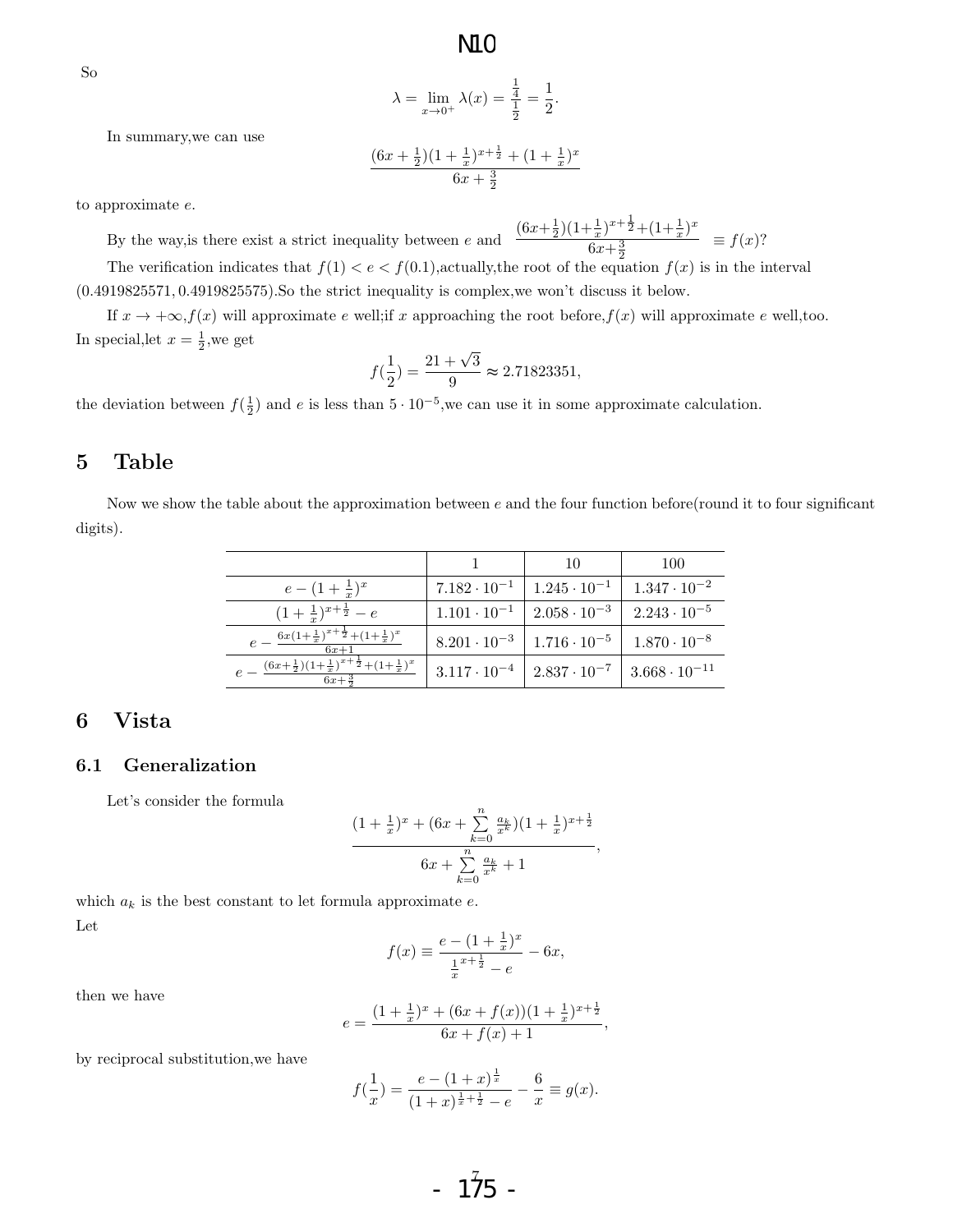So

$$\lambda = \lim_{x\to 0^+} \lambda(x) = \frac{\frac{1}{4}}{\frac{1}{2}} = \frac{1}{2}.$$

In summary,we can use

$$\frac{(6x+\frac{1}{2})(1+\frac{1}{x})^{x+\frac{1}{2}} + (1+\frac{1}{x})^x}{6x+\frac{3}{2}}$$

to approximate $e$.

By the way,is there exist a strict inequality between $e$ and $\frac{(6x+\frac{1}{2})(1+\frac{1}{x})^{x+\frac{1}{2}}+(1+\frac{1}{x})^x}{6x+\frac{3}{2}} \equiv f(x)$?

The verification indicates that $f(1) < e < f(0.1)$,actually,the root of the equation $f(x)$ is in the interval $(0.4919825571, 0.4919825575)$.So the strict inequality is complex,we won't discuss it below.

If $x \to +\infty$,$f(x)$ will approximate $e$ well;if $x$ approaching the root before,$f(x)$ will approximate $e$ well,too. In special,let $x = \frac{1}{2}$,we get

$$f(\frac{1}{2}) = \frac{21+\sqrt{3}}{9} \approx 2.71823351,$$

the deviation between $f(\frac{1}{2})$ and $e$ is less than $5 \cdot 10^{-5}$,we can use it in some approximate calculation.

## 5 Table

Now we show the table about the approximation between $e$ and the four function before(round it to four significant digits).

| | 1 | 10 | 100 |
|---|---|---|---|
| $e - (1+\frac{1}{x})^x$ | $7.182 \cdot 10^{-1}$ | $1.245 \cdot 10^{-1}$ | $1.347 \cdot 10^{-2}$ |
| $(1+\frac{1}{x})^{x+\frac{1}{2}} - e$ | $1.101 \cdot 10^{-1}$ | $2.058 \cdot 10^{-3}$ | $2.243 \cdot 10^{-5}$ |
| $e - \frac{6x(1+\frac{1}{x})^{x+\frac{1}{2}}+(1+\frac{1}{x})^x}{6x+1}$ | $8.201 \cdot 10^{-3}$ | $1.716 \cdot 10^{-5}$ | $1.870 \cdot 10^{-8}$ |
| $e - \frac{(6x+\frac{1}{2})(1+\frac{1}{x})^{x+\frac{1}{2}}+(1+\frac{1}{x})^x}{6x+\frac{3}{2}}$ | $3.117 \cdot 10^{-4}$ | $2.837 \cdot 10^{-7}$ | $3.668 \cdot 10^{-11}$ |

## 6 Vista

### 6.1 Generalization

Let's consider the formula

$$\frac{(1+\frac{1}{x})^x + (6x+\sum_{k=0}^{n}\frac{a_k}{x^k})(1+\frac{1}{x})^{x+\frac{1}{2}}}{6x+\sum_{k=0}^{n}\frac{a_k}{x^k}+1},$$

which $a_k$ is the best constant to let formula approximate $e$.

Let

$$f(x) \equiv \frac{e-(1+\frac{1}{x})^x}{\frac{1}{x}^{x+\frac{1}{2}} - e} - 6x,$$

then we have

$$e = \frac{(1+\frac{1}{x})^x + (6x+f(x))(1+\frac{1}{x})^{x+\frac{1}{2}}}{6x+f(x)+1},$$

by reciprocal substitution,we have

$$f(\frac{1}{x}) = \frac{e-(1+x)^{\frac{1}{x}}}{(1+x)^{\frac{1}{x}+\frac{1}{2}} - e} - \frac{6}{x} \equiv g(x).$$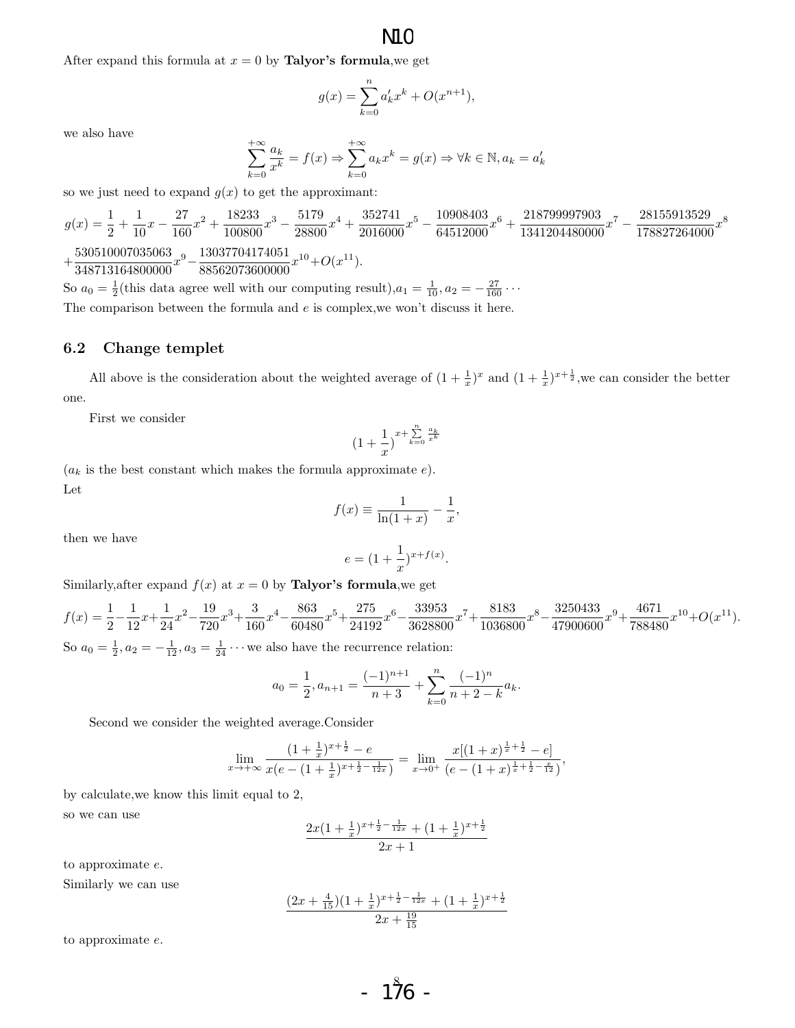After expand this formula at $x = 0$ by **Talyor's formula**,we get

$$g(x) = \sum_{k=0}^{n} a'_k x^k + O(x^{n+1}),$$

we also have

$$\sum_{k=0}^{+\infty} \frac{a_k}{x^k} = f(x) \Rightarrow \sum_{k=0}^{+\infty} a_k x^k = g(x) \Rightarrow \forall k \in \mathbb{N}, a_k = a'_k$$

so we just need to expand $g(x)$ to get the approximant:

$$g(x) = \frac{1}{2} + \frac{1}{10}x - \frac{27}{160}x^2 + \frac{18233}{100800}x^3 - \frac{5179}{28800}x^4 + \frac{352741}{2016000}x^5 - \frac{10908403}{64512000}x^6 + \frac{218799997903}{1341204480000}x^7 - \frac{28155913529}{178827264000}x^8$$
$$+\frac{530510007035063}{348713164800000}x^9 - \frac{13037704174051}{88562073600000}x^{10} + O(x^{11}).$$

So $a_0 = \frac{1}{2}$(this data agree well with our computing result),$a_1 = \frac{1}{10}, a_2 = -\frac{27}{160}\cdots$

The comparison between the formula and $e$ is complex,we won't discuss it here.

### 6.2 Change templet

All above is the consideration about the weighted average of $(1+\frac{1}{x})^x$ and $(1+\frac{1}{x})^{x+\frac{1}{2}}$,we can consider the better one.

First we consider

$$(1+\frac{1}{x})^{x+\sum_{k=0}^{n}\frac{a_k}{x^k}}$$

($a_k$ is the best constant which makes the formula approximate $e$).

Let

$$f(x) \equiv \frac{1}{\ln(1+x)} - \frac{1}{x},$$

then we have

$$e = (1+\frac{1}{x})^{x+f(x)}.$$

Similarly,after expand $f(x)$ at $x = 0$ by **Talyor's formula**,we get

$$f(x) = \frac{1}{2} - \frac{1}{12}x + \frac{1}{24}x^2 - \frac{19}{720}x^3 + \frac{3}{160}x^4 - \frac{863}{60480}x^5 + \frac{275}{24192}x^6 - \frac{33953}{3628800}x^7 + \frac{8183}{1036800}x^8 - \frac{3250433}{47900600}x^9 + \frac{4671}{788480}x^{10} + O(x^{11}).$$

So $a_0 = \frac{1}{2}, a_2 = -\frac{1}{12}, a_3 = \frac{1}{24}\cdots$ we also have the recurrence relation:

$$a_0 = \frac{1}{2}, a_{n+1} = \frac{(-1)^{n+1}}{n+3} + \sum_{k=0}^{n}\frac{(-1)^n}{n+2-k}a_k.$$

Second we consider the weighted average.Consider

$$\lim_{x\to+\infty}\frac{(1+\frac{1}{x})^{x+\frac{1}{2}} - e}{x(e-(1+\frac{1}{x})^{x+\frac{1}{2}-\frac{1}{12x}})} = \lim_{x\to 0^+}\frac{x[(1+x)^{\frac{1}{x}+\frac{1}{2}} - e]}{(e-(1+x)^{\frac{1}{x}+\frac{1}{2}-\frac{x}{12}})},$$

by calculate,we know this limit equal to 2,

so we can use

$$\frac{2x(1+\frac{1}{x})^{x+\frac{1}{2}-\frac{1}{12x}} + (1+\frac{1}{x})^{x+\frac{1}{2}}}{2x+1}$$

to approximate $e$.

Similarly we can use

$$\frac{(2x+\frac{4}{15})(1+\frac{1}{x})^{x+\frac{1}{2}-\frac{1}{12x}} + (1+\frac{1}{x})^{x+\frac{1}{2}}}{2x+\frac{19}{15}}$$

to approximate $e$.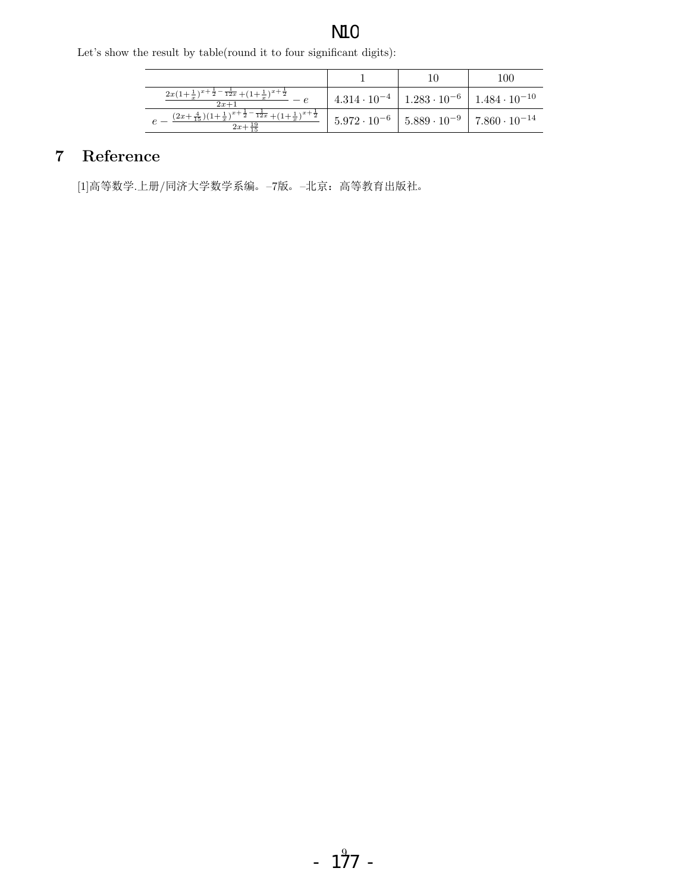Let's show the result by table(round it to four significant digits):

| | 1 | 10 | 100 |
|---|---|---|---|
| $\frac{2x(1+\frac{1}{x})^{x+\frac{1}{2}-\frac{1}{12x}}+(1+\frac{1}{x})^{x+\frac{1}{2}}}{2x+1}-e$ | $4.314\cdot 10^{-4}$ | $1.283\cdot 10^{-6}$ | $1.484\cdot 10^{-10}$ |
| $e-\frac{(2x+\frac{4}{15})(1+\frac{1}{x})^{x+\frac{1}{2}-\frac{1}{12x}}+(1+\frac{1}{x})^{x+\frac{1}{2}}}{2x+\frac{19}{15}}$ | $5.972\cdot 10^{-6}$ | $5.889\cdot 10^{-9}$ | $7.860\cdot 10^{-14}$ |

## 7 Reference

[1]高等数学.上册/同济大学数学系编。–7版。–北京：高等教育出版社。